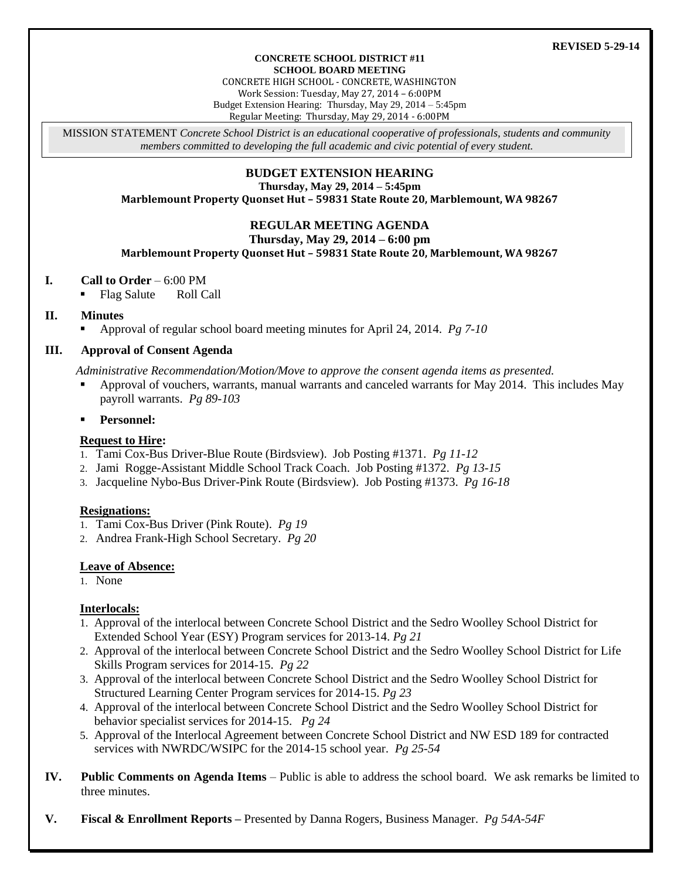**REVISED 5-29-14**

**CONCRETE SCHOOL DISTRICT #11**
**SCHOOL BOARD MEETING**
CONCRETE HIGH SCHOOL - CONCRETE, WASHINGTON
Work Session: Tuesday, May 27, 2014 – 6:00PM
Budget Extension Hearing: Thursday, May 29, 2014 – 5:45pm
Regular Meeting: Thursday, May 29, 2014 - 6:00PM

MISSION STATEMENT *Concrete School District is an educational cooperative of professionals, students and community members committed to developing the full academic and civic potential of every student.*

## BUDGET EXTENSION HEARING

**Thursday, May 29, 2014 – 5:45pm**
**Marblemount Property Quonset Hut – 59831 State Route 20, Marblemount, WA 98267**

## REGULAR MEETING AGENDA

**Thursday, May 29, 2014 – 6:00 pm**
**Marblemount Property Quonset Hut – 59831 State Route 20, Marblemount, WA 98267**

**I. Call to Order** – 6:00 PM

- Flag Salute  Roll Call

**II. Minutes**

- Approval of regular school board meeting minutes for April 24, 2014. *Pg 7-10*

**III. Approval of Consent Agenda**

*Administrative Recommendation/Motion/Move to approve the consent agenda items as presented.*

- Approval of vouchers, warrants, manual warrants and canceled warrants for May 2014. This includes May payroll warrants. *Pg 89-103*
- **Personnel:**

**Request to Hire:**

1. Tami Cox-Bus Driver-Blue Route (Birdsview). Job Posting #1371. *Pg 11-12*
2. Jami Rogge-Assistant Middle School Track Coach. Job Posting #1372. *Pg 13-15*
3. Jacqueline Nybo-Bus Driver-Pink Route (Birdsview). Job Posting #1373. *Pg 16-18*

**Resignations:**

1. Tami Cox-Bus Driver (Pink Route). *Pg 19*
2. Andrea Frank-High School Secretary. *Pg 20*

**Leave of Absence:**

1. None

**Interlocals:**

1. Approval of the interlocal between Concrete School District and the Sedro Woolley School District for Extended School Year (ESY) Program services for 2013-14. *Pg 21*
2. Approval of the interlocal between Concrete School District and the Sedro Woolley School District for Life Skills Program services for 2014-15. *Pg 22*
3. Approval of the interlocal between Concrete School District and the Sedro Woolley School District for Structured Learning Center Program services for 2014-15. *Pg 23*
4. Approval of the interlocal between Concrete School District and the Sedro Woolley School District for behavior specialist services for 2014-15. *Pg 24*
5. Approval of the Interlocal Agreement between Concrete School District and NW ESD 189 for contracted services with NWRDC/WSIPC for the 2014-15 school year. *Pg 25-54*

**IV. Public Comments on Agenda Items** – Public is able to address the school board. We ask remarks be limited to three minutes.

**V. Fiscal & Enrollment Reports –** Presented by Danna Rogers, Business Manager. *Pg 54A-54F*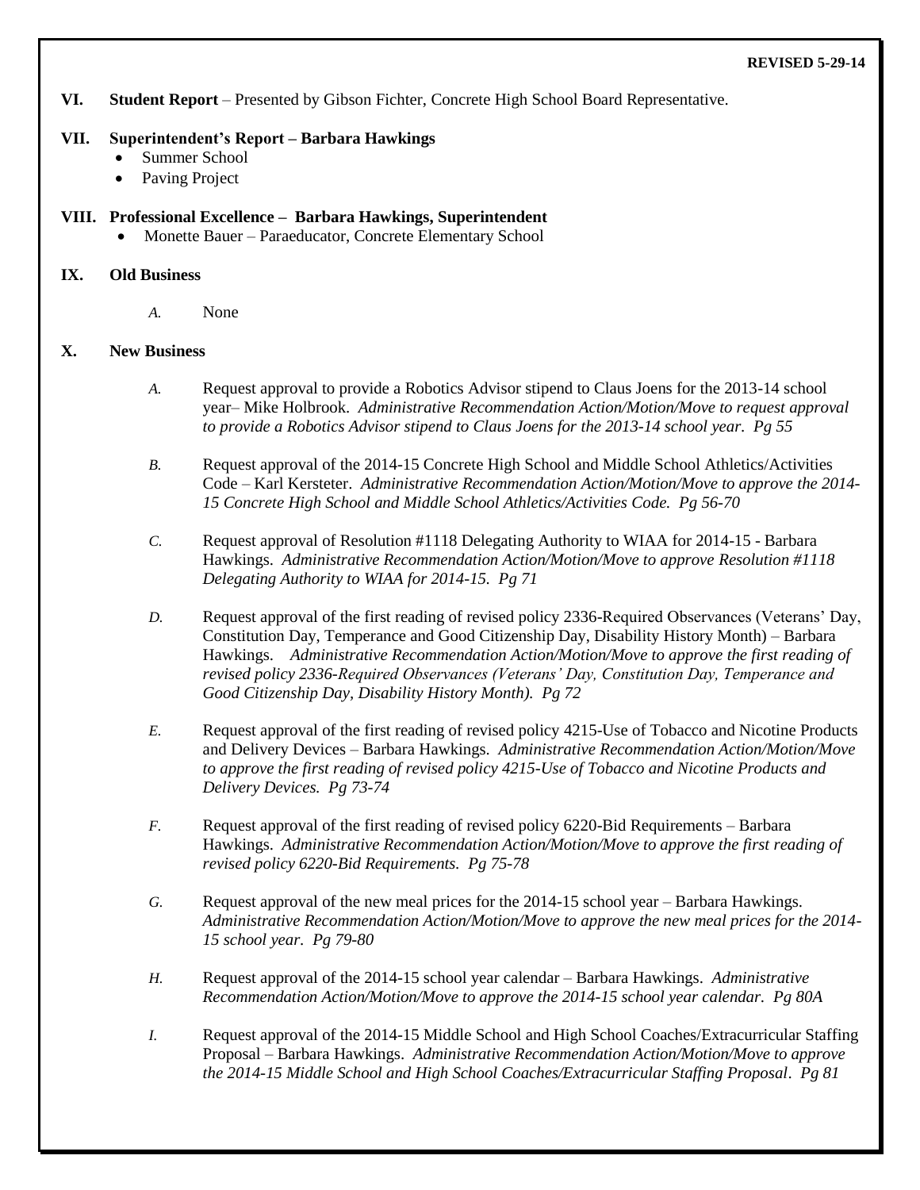**REVISED 5-29-14**

**VI. Student Report** – Presented by Gibson Fichter, Concrete High School Board Representative.

**VII. Superintendent's Report – Barbara Hawkings**

- Summer School
- Paving Project

**VIII. Professional Excellence – Barbara Hawkings, Superintendent**

- Monette Bauer – Paraeducator, Concrete Elementary School

**IX. Old Business**

*A.* None

**X. New Business**

*A.* Request approval to provide a Robotics Advisor stipend to Claus Joens for the 2013-14 school year– Mike Holbrook. *Administrative Recommendation Action/Motion/Move to request approval to provide a Robotics Advisor stipend to Claus Joens for the 2013-14 school year. Pg 55*

*B.* Request approval of the 2014-15 Concrete High School and Middle School Athletics/Activities Code – Karl Kersteter. *Administrative Recommendation Action/Motion/Move to approve the 2014-15 Concrete High School and Middle School Athletics/Activities Code. Pg 56-70*

*C.* Request approval of Resolution #1118 Delegating Authority to WIAA for 2014-15 - Barbara Hawkings. *Administrative Recommendation Action/Motion/Move to approve Resolution #1118 Delegating Authority to WIAA for 2014-15. Pg 71*

*D.* Request approval of the first reading of revised policy 2336-Required Observances (Veterans' Day, Constitution Day, Temperance and Good Citizenship Day, Disability History Month) – Barbara Hawkings. *Administrative Recommendation Action/Motion/Move to approve the first reading of revised policy 2336-Required Observances (Veterans' Day, Constitution Day, Temperance and Good Citizenship Day, Disability History Month). Pg 72*

*E.* Request approval of the first reading of revised policy 4215-Use of Tobacco and Nicotine Products and Delivery Devices – Barbara Hawkings. *Administrative Recommendation Action/Motion/Move to approve the first reading of revised policy 4215-Use of Tobacco and Nicotine Products and Delivery Devices. Pg 73-74*

*F.* Request approval of the first reading of revised policy 6220-Bid Requirements – Barbara Hawkings. *Administrative Recommendation Action/Motion/Move to approve the first reading of revised policy 6220-Bid Requirements. Pg 75-78*

*G.* Request approval of the new meal prices for the 2014-15 school year – Barbara Hawkings. *Administrative Recommendation Action/Motion/Move to approve the new meal prices for the 2014-15 school year. Pg 79-80*

*H.* Request approval of the 2014-15 school year calendar – Barbara Hawkings. *Administrative Recommendation Action/Motion/Move to approve the 2014-15 school year calendar. Pg 80A*

*I.* Request approval of the 2014-15 Middle School and High School Coaches/Extracurricular Staffing Proposal – Barbara Hawkings. *Administrative Recommendation Action/Motion/Move to approve the 2014-15 Middle School and High School Coaches/Extracurricular Staffing Proposal. Pg 81*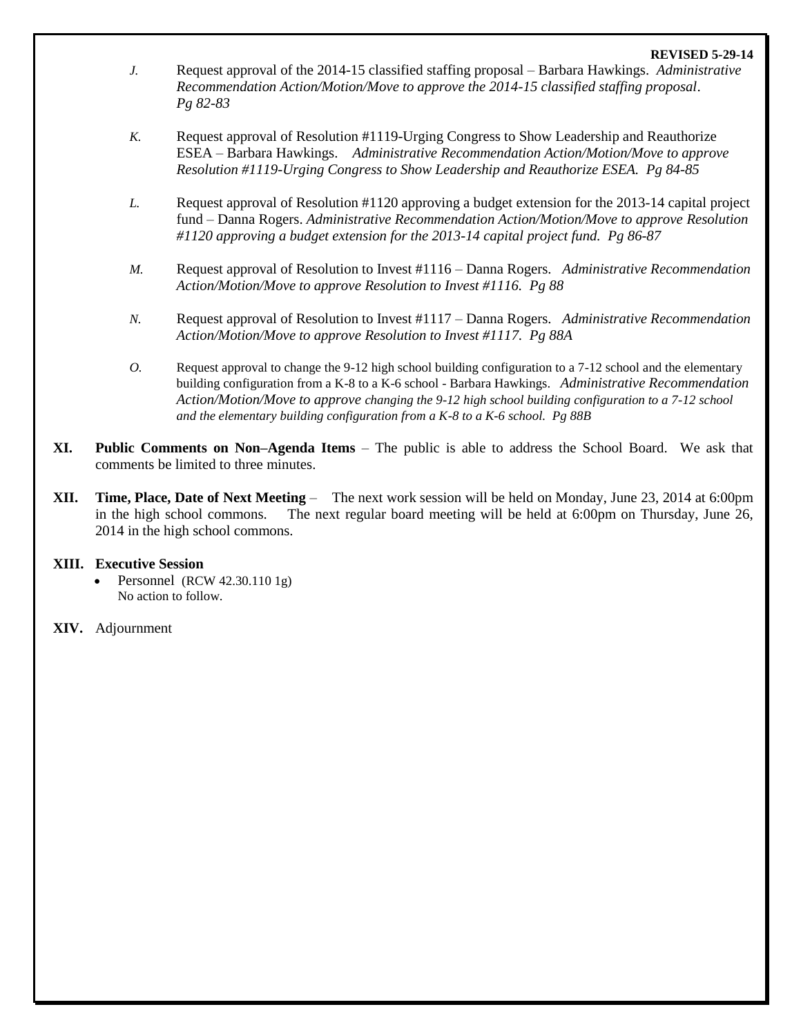**REVISED 5-29-14**

*J.* Request approval of the 2014-15 classified staffing proposal – Barbara Hawkings. *Administrative Recommendation Action/Motion/Move to approve the 2014-15 classified staffing proposal. Pg 82-83*

*K.* Request approval of Resolution #1119-Urging Congress to Show Leadership and Reauthorize ESEA – Barbara Hawkings. *Administrative Recommendation Action/Motion/Move to approve Resolution #1119-Urging Congress to Show Leadership and Reauthorize ESEA. Pg 84-85*

*L.* Request approval of Resolution #1120 approving a budget extension for the 2013-14 capital project fund – Danna Rogers. *Administrative Recommendation Action/Motion/Move to approve Resolution #1120 approving a budget extension for the 2013-14 capital project fund. Pg 86-87*

*M.* Request approval of Resolution to Invest #1116 – Danna Rogers. *Administrative Recommendation Action/Motion/Move to approve Resolution to Invest #1116. Pg 88*

*N.* Request approval of Resolution to Invest #1117 – Danna Rogers. *Administrative Recommendation Action/Motion/Move to approve Resolution to Invest #1117. Pg 88A*

*O.* Request approval to change the 9-12 high school building configuration to a 7-12 school and the elementary building configuration from a K-8 to a K-6 school - Barbara Hawkings. *Administrative Recommendation Action/Motion/Move to approve changing the 9-12 high school building configuration to a 7-12 school and the elementary building configuration from a K-8 to a K-6 school. Pg 88B*

**XI. Public Comments on Non–Agenda Items** – The public is able to address the School Board. We ask that comments be limited to three minutes.

**XII. Time, Place, Date of Next Meeting** – The next work session will be held on Monday, June 23, 2014 at 6:00pm in the high school commons. The next regular board meeting will be held at 6:00pm on Thursday, June 26, 2014 in the high school commons.

**XIII. Executive Session**

- Personnel (RCW 42.30.110 1g)
  No action to follow.

**XIV.** Adjournment